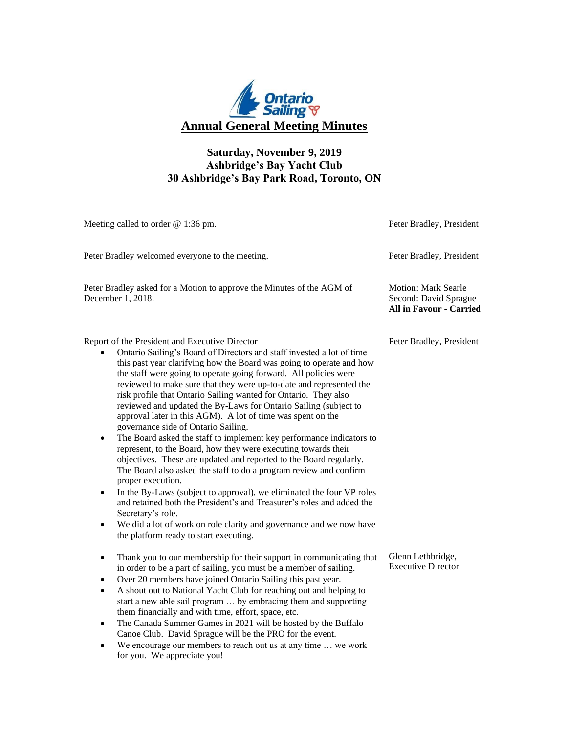# Annual General Meeting Minutes

**Saturday, November 9, 2019**
**Ashbridge's Bay Yacht Club**
**30 Ashbridge's Bay Park Road, Toronto, ON**

Meeting called to order @ 1:36 pm. — Peter Bradley, President

Peter Bradley welcomed everyone to the meeting. — Peter Bradley, President

Peter Bradley asked for a Motion to approve the Minutes of the AGM of December 1, 2018.

Motion: Mark Searle
Second: David Sprague
**All in Favour - Carried**

Report of the President and Executive Director — Peter Bradley, President

- Ontario Sailing's Board of Directors and staff invested a lot of time this past year clarifying how the Board was going to operate and how the staff were going to operate going forward. All policies were reviewed to make sure that they were up-to-date and represented the risk profile that Ontario Sailing wanted for Ontario. They also reviewed and updated the By-Laws for Ontario Sailing (subject to approval later in this AGM). A lot of time was spent on the governance side of Ontario Sailing.
- The Board asked the staff to implement key performance indicators to represent, to the Board, how they were executing towards their objectives. These are updated and reported to the Board regularly. The Board also asked the staff to do a program review and confirm proper execution.
- In the By-Laws (subject to approval), we eliminated the four VP roles and retained both the President's and Treasurer's roles and added the Secretary's role.
- We did a lot of work on role clarity and governance and we now have the platform ready to start executing.

Glenn Lethbridge, Executive Director

- Thank you to our membership for their support in communicating that in order to be a part of sailing, you must be a member of sailing.
- Over 20 members have joined Ontario Sailing this past year.
- A shout out to National Yacht Club for reaching out and helping to start a new able sail program … by embracing them and supporting them financially and with time, effort, space, etc.
- The Canada Summer Games in 2021 will be hosted by the Buffalo Canoe Club. David Sprague will be the PRO for the event.
- We encourage our members to reach out us at any time … we work for you. We appreciate you!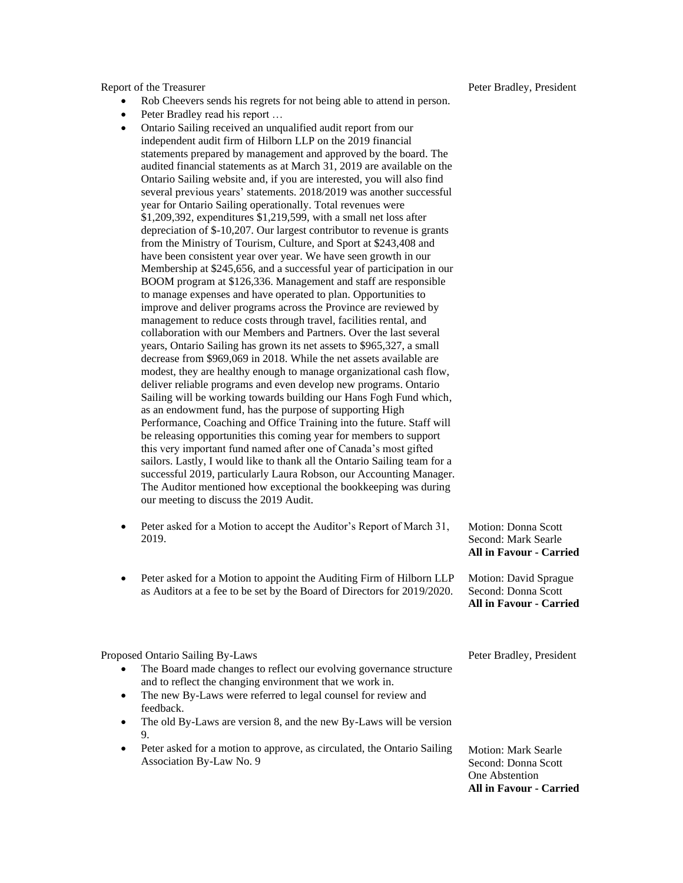Report of the Treasurer — Peter Bradley, President

- Rob Cheevers sends his regrets for not being able to attend in person.
- Peter Bradley read his report …
- Ontario Sailing received an unqualified audit report from our independent audit firm of Hilborn LLP on the 2019 financial statements prepared by management and approved by the board. The audited financial statements as at March 31, 2019 are available on the Ontario Sailing website and, if you are interested, you will also find several previous years' statements. 2018/2019 was another successful year for Ontario Sailing operationally. Total revenues were $1,209,392, expenditures $1,219,599, with a small net loss after depreciation of $-10,207. Our largest contributor to revenue is grants from the Ministry of Tourism, Culture, and Sport at $243,408 and have been consistent year over year. We have seen growth in our Membership at $245,656, and a successful year of participation in our BOOM program at $126,336. Management and staff are responsible to manage expenses and have operated to plan. Opportunities to improve and deliver programs across the Province are reviewed by management to reduce costs through travel, facilities rental, and collaboration with our Members and Partners. Over the last several years, Ontario Sailing has grown its net assets to $965,327, a small decrease from $969,069 in 2018. While the net assets available are modest, they are healthy enough to manage organizational cash flow, deliver reliable programs and even develop new programs. Ontario Sailing will be working towards building our Hans Fogh Fund which, as an endowment fund, has the purpose of supporting High Performance, Coaching and Office Training into the future. Staff will be releasing opportunities this coming year for members to support this very important fund named after one of Canada's most gifted sailors. Lastly, I would like to thank all the Ontario Sailing team for a successful 2019, particularly Laura Robson, our Accounting Manager. The Auditor mentioned how exceptional the bookkeeping was during our meeting to discuss the 2019 Audit.

- Peter asked for a Motion to accept the Auditor's Report of March 31, 2019.

  Motion: Donna Scott
  Second: Mark Searle
  **All in Favour - Carried**

- Peter asked for a Motion to appoint the Auditing Firm of Hilborn LLP as Auditors at a fee to be set by the Board of Directors for 2019/2020.

  Motion: David Sprague
  Second: Donna Scott
  **All in Favour - Carried**

Proposed Ontario Sailing By-Laws — Peter Bradley, President

- The Board made changes to reflect our evolving governance structure and to reflect the changing environment that we work in.
- The new By-Laws were referred to legal counsel for review and feedback.
- The old By-Laws are version 8, and the new By-Laws will be version 9.
- Peter asked for a motion to approve, as circulated, the Ontario Sailing Association By-Law No. 9

  Motion: Mark Searle
  Second: Donna Scott
  One Abstention
  **All in Favour - Carried**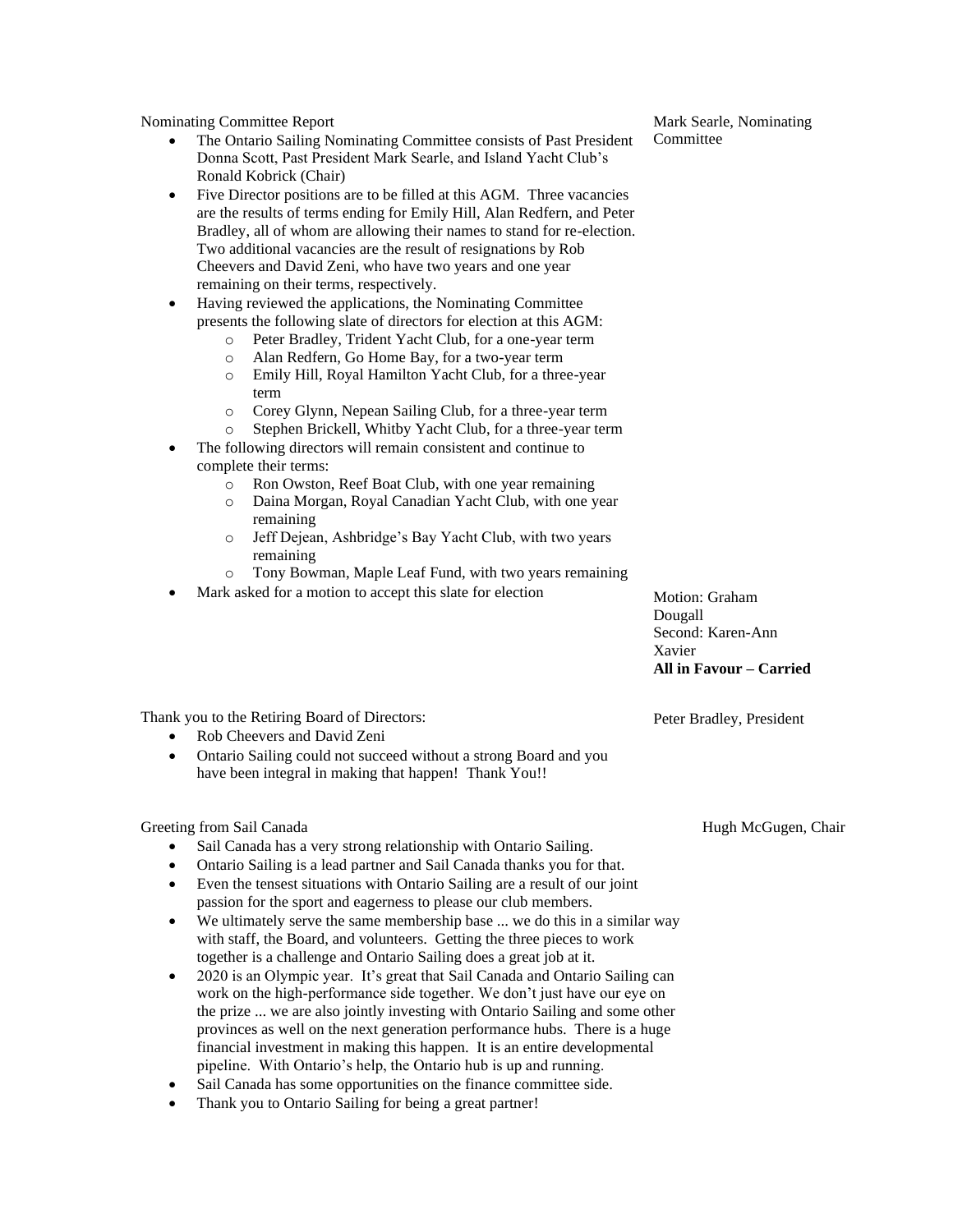Nominating Committee Report — Mark Searle, Nominating Committee

- The Ontario Sailing Nominating Committee consists of Past President Donna Scott, Past President Mark Searle, and Island Yacht Club's Ronald Kobrick (Chair)
- Five Director positions are to be filled at this AGM. Three vacancies are the results of terms ending for Emily Hill, Alan Redfern, and Peter Bradley, all of whom are allowing their names to stand for re-election. Two additional vacancies are the result of resignations by Rob Cheevers and David Zeni, who have two years and one year remaining on their terms, respectively.
- Having reviewed the applications, the Nominating Committee presents the following slate of directors for election at this AGM:
  - Peter Bradley, Trident Yacht Club, for a one-year term
  - Alan Redfern, Go Home Bay, for a two-year term
  - Emily Hill, Royal Hamilton Yacht Club, for a three-year term
  - Corey Glynn, Nepean Sailing Club, for a three-year term
  - Stephen Brickell, Whitby Yacht Club, for a three-year term
- The following directors will remain consistent and continue to complete their terms:
  - Ron Owston, Reef Boat Club, with one year remaining
  - Daina Morgan, Royal Canadian Yacht Club, with one year remaining
  - Jeff Dejean, Ashbridge's Bay Yacht Club, with two years remaining
  - Tony Bowman, Maple Leaf Fund, with two years remaining
- Mark asked for a motion to accept this slate for election

Motion: Graham Dougall
Second: Karen-Ann Xavier
**All in Favour – Carried**

Thank you to the Retiring Board of Directors: — Peter Bradley, President

- Rob Cheevers and David Zeni
- Ontario Sailing could not succeed without a strong Board and you have been integral in making that happen! Thank You!!

Greeting from Sail Canada — Hugh McGugen, Chair

- Sail Canada has a very strong relationship with Ontario Sailing.
- Ontario Sailing is a lead partner and Sail Canada thanks you for that.
- Even the tensest situations with Ontario Sailing are a result of our joint passion for the sport and eagerness to please our club members.
- We ultimately serve the same membership base ... we do this in a similar way with staff, the Board, and volunteers. Getting the three pieces to work together is a challenge and Ontario Sailing does a great job at it.
- 2020 is an Olympic year. It's great that Sail Canada and Ontario Sailing can work on the high-performance side together. We don't just have our eye on the prize ... we are also jointly investing with Ontario Sailing and some other provinces as well on the next generation performance hubs. There is a huge financial investment in making this happen. It is an entire developmental pipeline. With Ontario's help, the Ontario hub is up and running.
- Sail Canada has some opportunities on the finance committee side.
- Thank you to Ontario Sailing for being a great partner!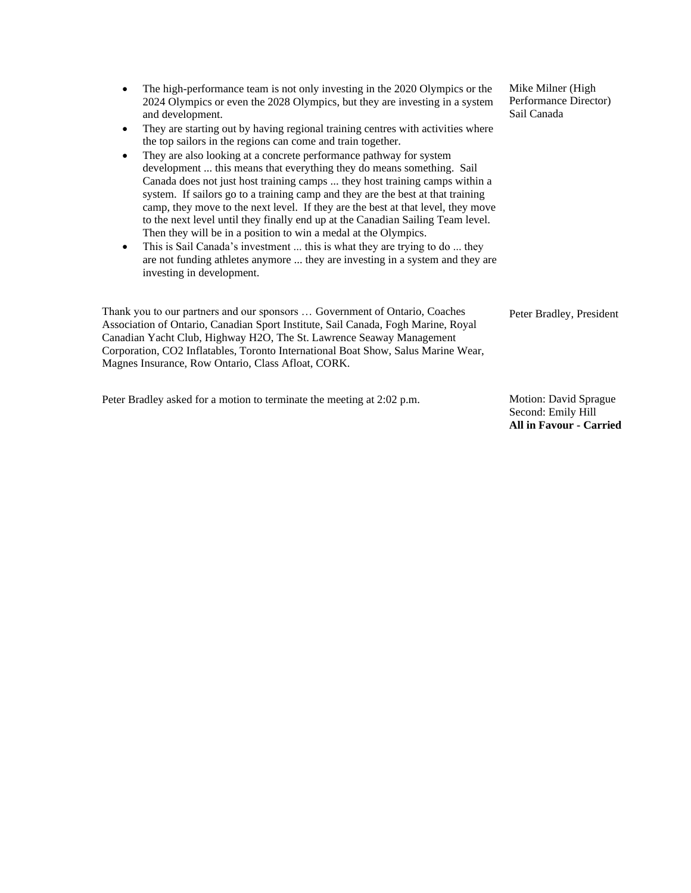- The high-performance team is not only investing in the 2020 Olympics or the 2024 Olympics or even the 2028 Olympics, but they are investing in a system and development.
- They are starting out by having regional training centres with activities where the top sailors in the regions can come and train together.
- They are also looking at a concrete performance pathway for system development ... this means that everything they do means something. Sail Canada does not just host training camps ... they host training camps within a system. If sailors go to a training camp and they are the best at that training camp, they move to the next level. If they are the best at that level, they move to the next level until they finally end up at the Canadian Sailing Team level. Then they will be in a position to win a medal at the Olympics.
- This is Sail Canada's investment ... this is what they are trying to do ... they are not funding athletes anymore ... they are investing in a system and they are investing in development.

Mike Milner (High Performance Director) Sail Canada

Thank you to our partners and our sponsors … Government of Ontario, Coaches Association of Ontario, Canadian Sport Institute, Sail Canada, Fogh Marine, Royal Canadian Yacht Club, Highway H2O, The St. Lawrence Seaway Management Corporation, CO2 Inflatables, Toronto International Boat Show, Salus Marine Wear, Magnes Insurance, Row Ontario, Class Afloat, CORK.

Peter Bradley, President

Peter Bradley asked for a motion to terminate the meeting at 2:02 p.m.

Motion: David Sprague
Second: Emily Hill
**All in Favour - Carried**